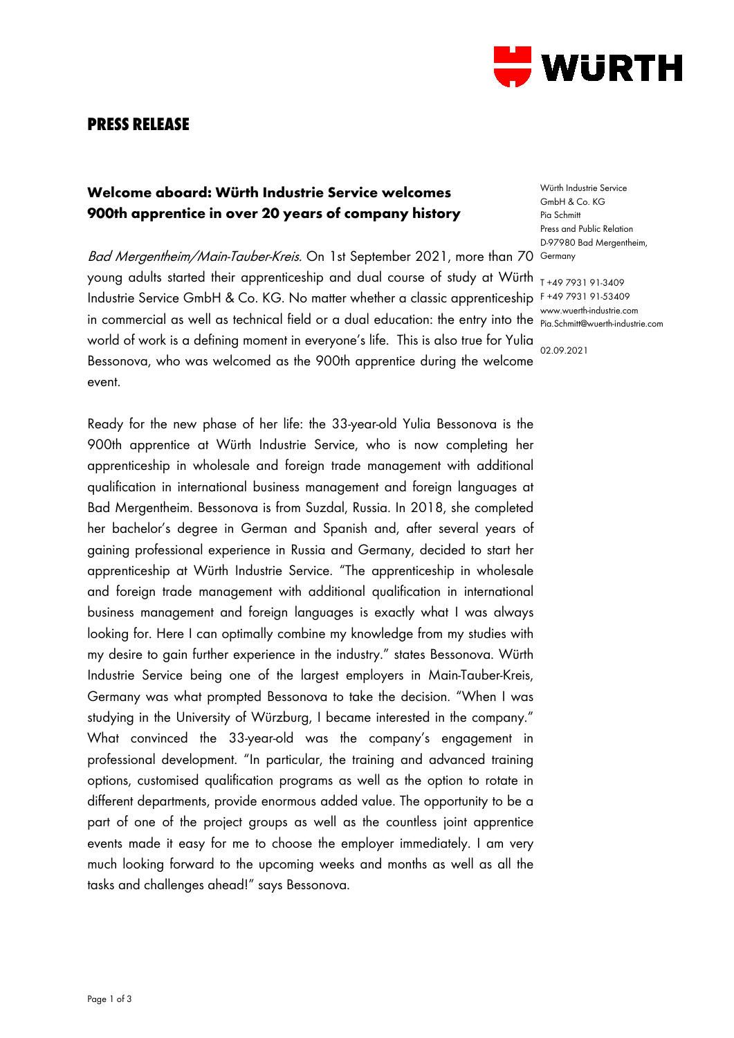# PRESS RELEASE

## Welcome aboard: Würth Industrie Service welcomes 900th apprentice in over 20 years of company history

Würth Industrie Service
GmbH & Co. KG
Pia Schmitt
Press and Public Relation
D-97980 Bad Mergentheim,
Germany

T +49 7931 91-3409
F +49 7931 91-53409
www.wuerth-industrie.com
Pia.Schmitt@wuerth-industrie.com

02.09.2021

*Bad Mergentheim/Main-Tauber-Kreis.* On 1st September 2021, more than 70 young adults started their apprenticeship and dual course of study at Würth Industrie Service GmbH & Co. KG. No matter whether a classic apprenticeship in commercial as well as technical field or a dual education: the entry into the world of work is a defining moment in everyone's life. This is also true for Yulia Bessonova, who was welcomed as the 900th apprentice during the welcome event.

Ready for the new phase of her life: the 33-year-old Yulia Bessonova is the 900th apprentice at Würth Industrie Service, who is now completing her apprenticeship in wholesale and foreign trade management with additional qualification in international business management and foreign languages at Bad Mergentheim. Bessonova is from Suzdal, Russia. In 2018, she completed her bachelor's degree in German and Spanish and, after several years of gaining professional experience in Russia and Germany, decided to start her apprenticeship at Würth Industrie Service. "The apprenticeship in wholesale and foreign trade management with additional qualification in international business management and foreign languages is exactly what I was always looking for. Here I can optimally combine my knowledge from my studies with my desire to gain further experience in the industry." states Bessonova. Würth Industrie Service being one of the largest employers in Main-Tauber-Kreis, Germany was what prompted Bessonova to take the decision. "When I was studying in the University of Würzburg, I became interested in the company." What convinced the 33-year-old was the company's engagement in professional development. "In particular, the training and advanced training options, customised qualification programs as well as the option to rotate in different departments, provide enormous added value. The opportunity to be a part of one of the project groups as well as the countless joint apprentice events made it easy for me to choose the employer immediately. I am very much looking forward to the upcoming weeks and months as well as all the tasks and challenges ahead!" says Bessonova.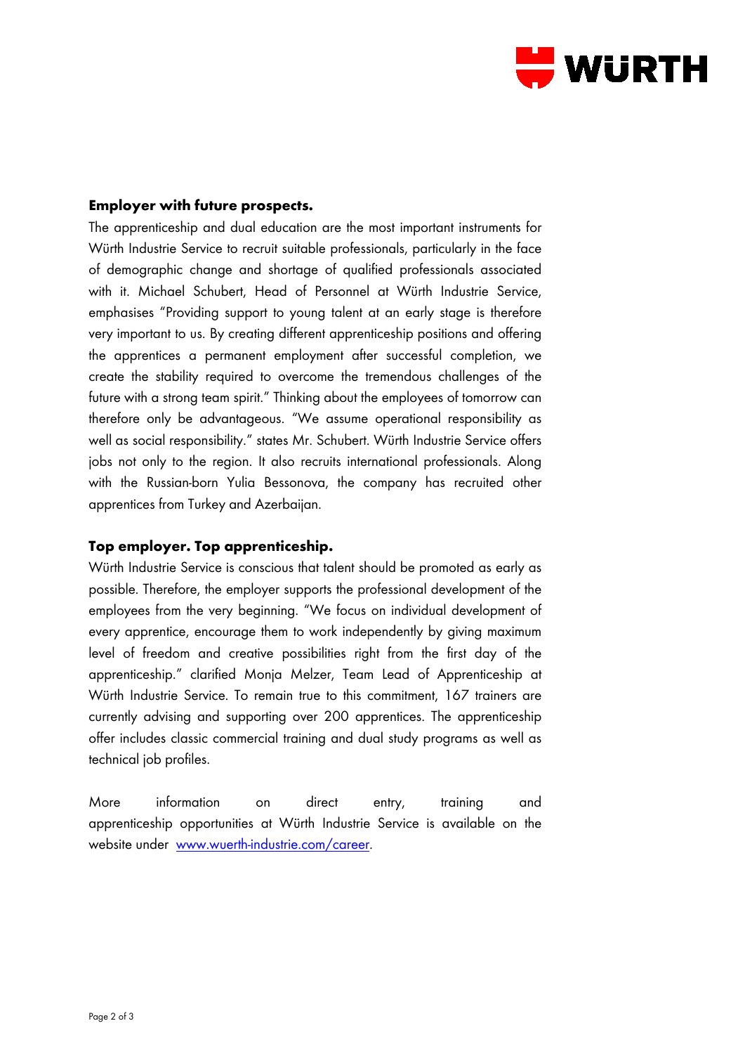**Employer with future prospects.**

The apprenticeship and dual education are the most important instruments for Würth Industrie Service to recruit suitable professionals, particularly in the face of demographic change and shortage of qualified professionals associated with it. Michael Schubert, Head of Personnel at Würth Industrie Service, emphasises "Providing support to young talent at an early stage is therefore very important to us. By creating different apprenticeship positions and offering the apprentices a permanent employment after successful completion, we create the stability required to overcome the tremendous challenges of the future with a strong team spirit." Thinking about the employees of tomorrow can therefore only be advantageous. "We assume operational responsibility as well as social responsibility." states Mr. Schubert. Würth Industrie Service offers jobs not only to the region. It also recruits international professionals. Along with the Russian-born Yulia Bessonova, the company has recruited other apprentices from Turkey and Azerbaijan.

**Top employer. Top apprenticeship.**

Würth Industrie Service is conscious that talent should be promoted as early as possible. Therefore, the employer supports the professional development of the employees from the very beginning. "We focus on individual development of every apprentice, encourage them to work independently by giving maximum level of freedom and creative possibilities right from the first day of the apprenticeship." clarified Monja Melzer, Team Lead of Apprenticeship at Würth Industrie Service. To remain true to this commitment, 167 trainers are currently advising and supporting over 200 apprentices. The apprenticeship offer includes classic commercial training and dual study programs as well as technical job profiles.

More information on direct entry, training and apprenticeship opportunities at Würth Industrie Service is available on the website under [www.wuerth-industrie.com/career](http://www.wuerth-industrie.com/career).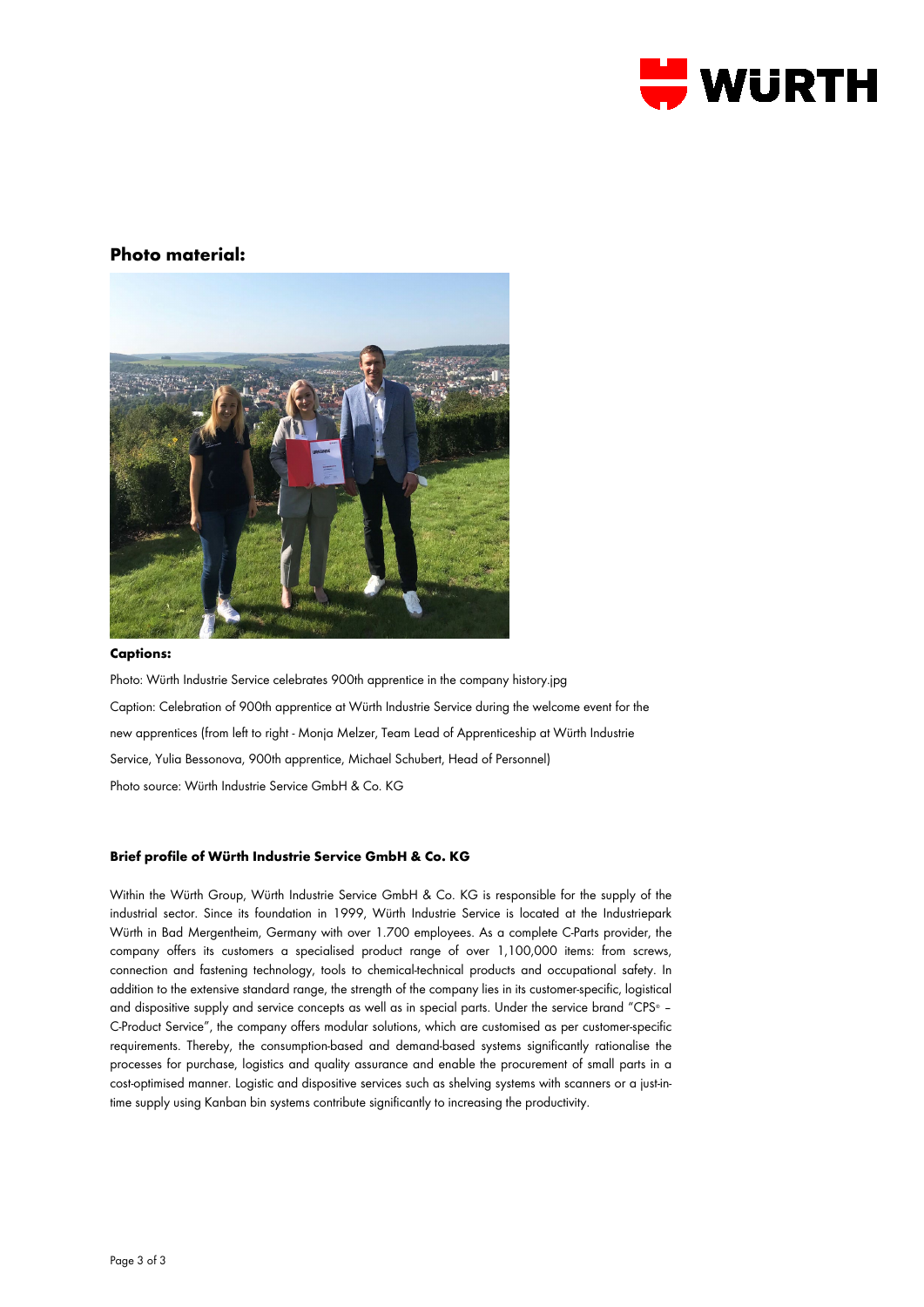## Photo material:

**Captions:**

Photo: Würth Industrie Service celebrates 900th apprentice in the company history.jpg

Caption: Celebration of 900th apprentice at Würth Industrie Service during the welcome event for the new apprentices (from left to right - Monja Melzer, Team Lead of Apprenticeship at Würth Industrie Service, Yulia Bessonova, 900th apprentice, Michael Schubert, Head of Personnel)

Photo source: Würth Industrie Service GmbH & Co. KG

**Brief profile of Würth Industrie Service GmbH & Co. KG**

Within the Würth Group, Würth Industrie Service GmbH & Co. KG is responsible for the supply of the industrial sector. Since its foundation in 1999, Würth Industrie Service is located at the Industriepark Würth in Bad Mergentheim, Germany with over 1.700 employees. As a complete C-Parts provider, the company offers its customers a specialised product range of over 1,100,000 items: from screws, connection and fastening technology, tools to chemical-technical products and occupational safety. In addition to the extensive standard range, the strength of the company lies in its customer-specific, logistical and dispositive supply and service concepts as well as in special parts. Under the service brand "CPS® – C-Product Service", the company offers modular solutions, which are customised as per customer-specific requirements. Thereby, the consumption-based and demand-based systems significantly rationalise the processes for purchase, logistics and quality assurance and enable the procurement of small parts in a cost-optimised manner. Logistic and dispositive services such as shelving systems with scanners or a just-in-time supply using Kanban bin systems contribute significantly to increasing the productivity.